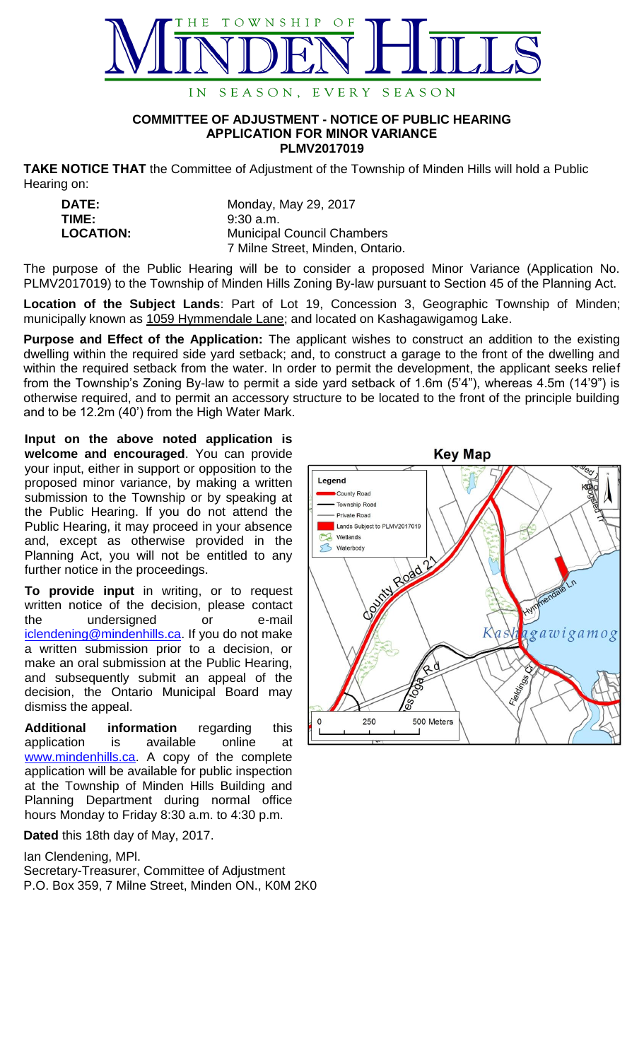# THE TOWNSHIP OF MINDEN HILLS

IN SEASON, EVERY SEASON

## COMMITTEE OF ADJUSTMENT - NOTICE OF PUBLIC HEARING
## APPLICATION FOR MINOR VARIANCE
## PLMV2017019

**TAKE NOTICE THAT** the Committee of Adjustment of the Township of Minden Hills will hold a Public Hearing on:

**DATE:** Monday, May 29, 2017
**TIME:** 9:30 a.m.
**LOCATION:** Municipal Council Chambers
7 Milne Street, Minden, Ontario.

The purpose of the Public Hearing will be to consider a proposed Minor Variance (Application No. PLMV2017019) to the Township of Minden Hills Zoning By-law pursuant to Section 45 of the Planning Act.

**Location of the Subject Lands**: Part of Lot 19, Concession 3, Geographic Township of Minden; municipally known as 1059 Hymmendale Lane; and located on Kashagawigamog Lake.

**Purpose and Effect of the Application:** The applicant wishes to construct an addition to the existing dwelling within the required side yard setback; and, to construct a garage to the front of the dwelling and within the required setback from the water. In order to permit the development, the applicant seeks relief from the Township's Zoning By-law to permit a side yard setback of 1.6m (5'4"), whereas 4.5m (14'9") is otherwise required, and to permit an accessory structure to be located to the front of the principle building and to be 12.2m (40') from the High Water Mark.

**Input on the above noted application is welcome and encouraged**. You can provide your input, either in support or opposition to the proposed minor variance, by making a written submission to the Township or by speaking at the Public Hearing. If you do not attend the Public Hearing, it may proceed in your absence and, except as otherwise provided in the Planning Act, you will not be entitled to any further notice in the proceedings.

**To provide input** in writing, or to request written notice of the decision, please contact the undersigned or e-mail iclendening@mindenhills.ca. If you do not make a written submission prior to a decision, or make an oral submission at the Public Hearing, and subsequently submit an appeal of the decision, the Ontario Municipal Board may dismiss the appeal.

**Additional information** regarding this application is available online at www.mindenhills.ca. A copy of the complete application will be available for public inspection at the Township of Minden Hills Building and Planning Department during normal office hours Monday to Friday 8:30 a.m. to 4:30 p.m.

**Dated** this 18th day of May, 2017.

Ian Clendening, MPl.
Secretary-Treasurer, Committee of Adjustment
P.O. Box 359, 7 Milne Street, Minden ON., K0M 2K0

**Key Map**

Legend: County Road; Township Road; Private Road; Lands Subject to PLMV2017019; Wetlands; Waterbody

County Road 21; Hymmendale Ln; Kashagawigamog; Esioga Rd; Fieldings Cr

0 250 500 Meters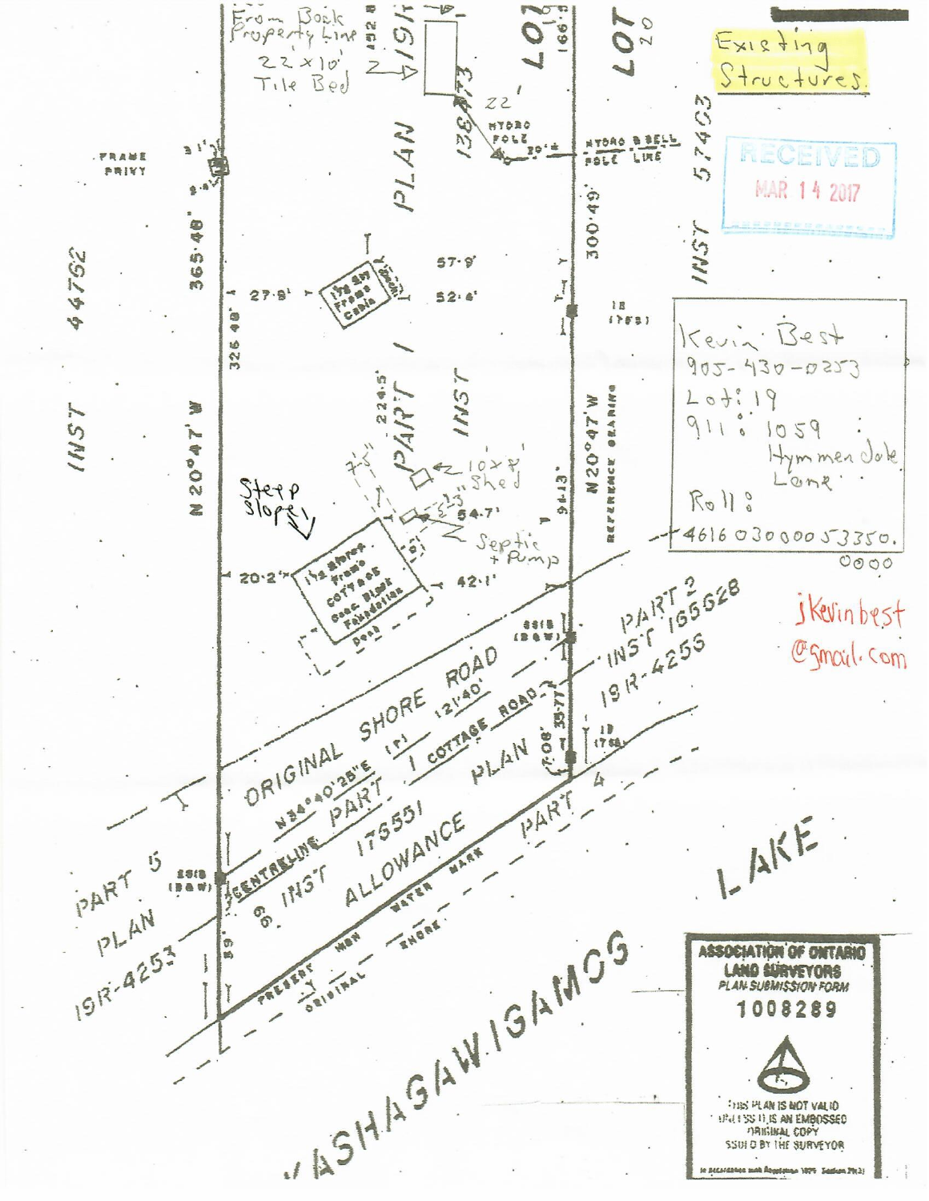**Existing Structures.**

RECEIVED
MAR 14 2017

Kevin Best
905-430-0253
Lot: 19
911: 1059 Hymmen Jale Lane
Roll: 4616 030 000 53350.0000

jKevinbest@gmail.com

From Back Property Line
22 x 10' Tile Bed

22'

HYDRO POLE

HYDRO & BELL POLE LINE

FRAME PRIVY

31'

2.4'

365.48'

326.48'

27.8'

1½ Sty Frame Cabin

57.9'

52.4'

300.49'

IB (1753)

INST 44752

INST 57403

N 20°47' W

PLAN 19R-4253 PART 1 INST 136173

LOT 19

LOT 20

224.5'

10x8' Shed

7.5'

5.5'

54.7'

Septic + Pump

Steep Slope

20.2'

1½ Storey Frame Cottage Conc. Block Foundation

Deck

42.1'

94.13'

N 20°47' W REFERENCE BEARING

SSIB (B&W)

ORIGINAL SHORE ROAD

N34°40'25"E

121.40'

CENTRELINE

PART 1 COTTAGE ROAD

INST 175551

PLAN

ALLOWANCE

PART 2 INST 155528 19R-4253

35.77'

IB (1753)

PART 4

PART 5 PLAN 19R-4253

SSIB (B&W)

66'

59'

PRESENT HIGH WATER MARK

ORIGINAL SHORE

LAKE

KASHAGAWIGAMOG

ASSOCIATION OF ONTARIO LAND SURVEYORS
PLAN SUBMISSION FORM
1008289

THIS PLAN IS NOT VALID UNLESS IT IS AN EMBOSSED ORIGINAL COPY ISSUED BY THE SURVEYOR

In accordance with Regulation 1026 Section 29(3)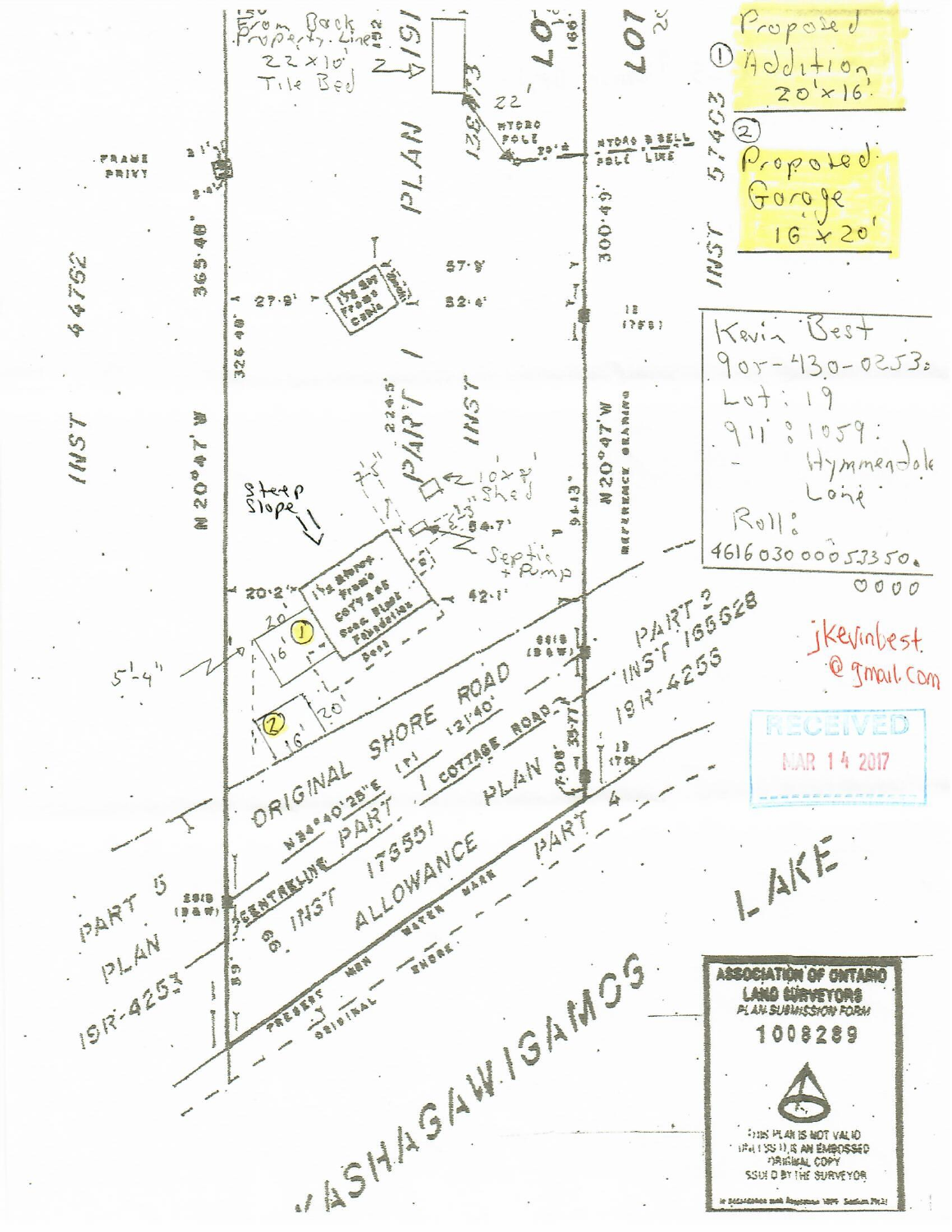Proposed
① Addition
20'×16'

② Proposed
Garage
16'×20'

Kevin Best
905-430-0253
Lot: 19
911: 1059
Hymmendale
Lane
Roll:
4616030000053350
0000

jkevinbest@gmail.com

RECEIVED
MAR 14 2017

From Back Property Line
22×10'
Tile Bed

22'

HYDRO POLE

HYDRO & BELL POLE LINE

FRAME PRIVY

INST 44752

365.48'

326.48'

N 20°47' W

27.8'

1½ STOREY FRAME CABIN

57.8'

52.4'

PLAN

PART 1

INST

300.49'

N 20°47' W

REFERENCE BEARING

INST 57403

224.5'

Steep Slope

7'5"

10×8' Shed

84.7'

Septic + Pump

94.13'

20.2'

1½ STOREY FRAME COTTAGE CONC. BLOCK FOUNDATION

42.1'

20'

16'

5'-4"

20'

16'

ORIGINAL SHORE ROAD

N 34°40'25" E

121.40'

COTTAGE ROAD

PART 2
INST 155528
19R-4255

PART 5
PLAN
19R-4255

CENTRELINE PART 1

INST 175551

ALLOWANCE

PLAN

PART 4

PRESENT HIGH WATER MARK

ORIGINAL SHORE

KASHAGAWIGAMOG

LAKE

ASSOCIATION OF ONTARIO LAND SURVEYORS
PLAN SUBMISSION FORM
1008289

THIS PLAN IS NOT VALID UNLESS IT IS AN EMBOSSED ORIGINAL COPY ISSUED BY THE SURVEYOR